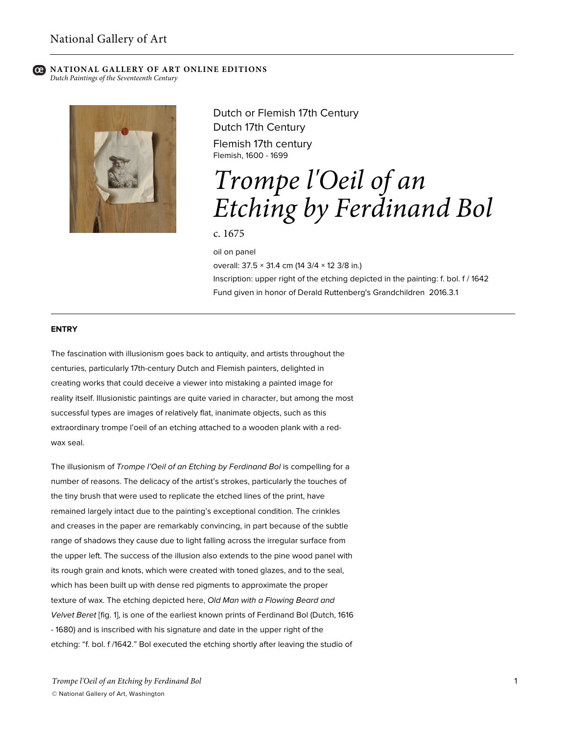National Gallery of Art

**NATIONAL GALLERY OF ART ONLINE EDITIONS**
*Dutch Paintings of the Seventeenth Century*

Dutch or Flemish 17th Century
Dutch 17th Century
Flemish 17th century
Flemish, 1600 - 1699

# *Trompe l'Oeil of an Etching by Ferdinand Bol*

c. 1675

oil on panel
overall: 37.5 × 31.4 cm (14 3/4 × 12 3/8 in.)
Inscription: upper right of the etching depicted in the painting: f. bol. f / 1642
Fund given in honor of Derald Ruttenberg's Grandchildren 2016.3.1

## ENTRY

The fascination with illusionism goes back to antiquity, and artists throughout the centuries, particularly 17th-century Dutch and Flemish painters, delighted in creating works that could deceive a viewer into mistaking a painted image for reality itself. Illusionistic paintings are quite varied in character, but among the most successful types are images of relatively flat, inanimate objects, such as this extraordinary trompe l'oeil of an etching attached to a wooden plank with a red-wax seal.

The illusionism of *Trompe l'Oeil of an Etching by Ferdinand Bol* is compelling for a number of reasons. The delicacy of the artist's strokes, particularly the touches of the tiny brush that were used to replicate the etched lines of the print, have remained largely intact due to the painting's exceptional condition. The crinkles and creases in the paper are remarkably convincing, in part because of the subtle range of shadows they cause due to light falling across the irregular surface from the upper left. The success of the illusion also extends to the pine wood panel with its rough grain and knots, which were created with toned glazes, and to the seal, which has been built up with dense red pigments to approximate the proper texture of wax. The etching depicted here, *Old Man with a Flowing Beard and Velvet Beret* [fig. 1], is one of the earliest known prints of Ferdinand Bol (Dutch, 1616 - 1680) and is inscribed with his signature and date in the upper right of the etching: "f. bol. f /1642." Bol executed the etching shortly after leaving the studio of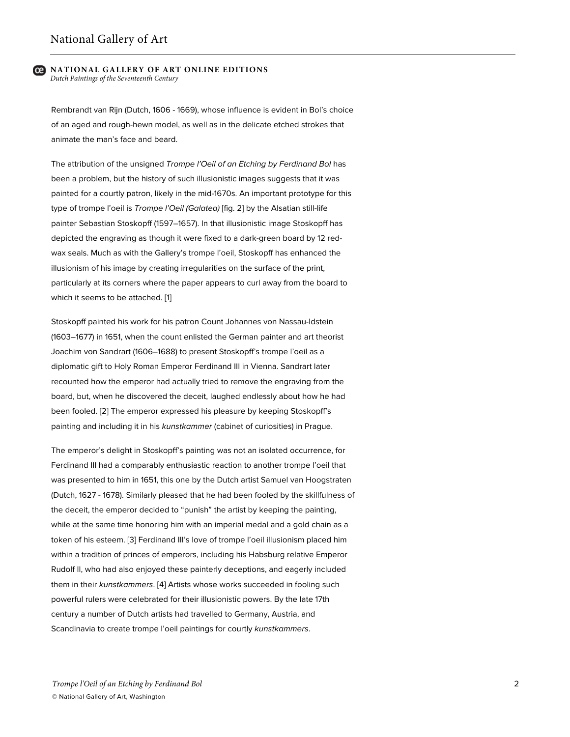Rembrandt van Rijn (Dutch, 1606 - 1669), whose influence is evident in Bol's choice of an aged and rough-hewn model, as well as in the delicate etched strokes that animate the man's face and beard.

The attribution of the unsigned *Trompe l'Oeil of an Etching by Ferdinand Bol* has been a problem, but the history of such illusionistic images suggests that it was painted for a courtly patron, likely in the mid-1670s. An important prototype for this type of trompe l'oeil is *Trompe l'Oeil (Galatea)* [fig. 2] by the Alsatian still-life painter Sebastian Stoskopff (1597–1657). In that illusionistic image Stoskopff has depicted the engraving as though it were fixed to a dark-green board by 12 red-wax seals. Much as with the Gallery's trompe l'oeil, Stoskopff has enhanced the illusionism of his image by creating irregularities on the surface of the print, particularly at its corners where the paper appears to curl away from the board to which it seems to be attached. [1]

Stoskopff painted his work for his patron Count Johannes von Nassau-Idstein (1603–1677) in 1651, when the count enlisted the German painter and art theorist Joachim von Sandrart (1606–1688) to present Stoskopff's trompe l'oeil as a diplomatic gift to Holy Roman Emperor Ferdinand III in Vienna. Sandrart later recounted how the emperor had actually tried to remove the engraving from the board, but, when he discovered the deceit, laughed endlessly about how he had been fooled. [2] The emperor expressed his pleasure by keeping Stoskopff's painting and including it in his *kunstkammer* (cabinet of curiosities) in Prague.

The emperor's delight in Stoskopff's painting was not an isolated occurrence, for Ferdinand III had a comparably enthusiastic reaction to another trompe l'oeil that was presented to him in 1651, this one by the Dutch artist Samuel van Hoogstraten (Dutch, 1627 - 1678). Similarly pleased that he had been fooled by the skillfulness of the deceit, the emperor decided to "punish" the artist by keeping the painting, while at the same time honoring him with an imperial medal and a gold chain as a token of his esteem. [3] Ferdinand III's love of trompe l'oeil illusionism placed him within a tradition of princes of emperors, including his Habsburg relative Emperor Rudolf II, who had also enjoyed these painterly deceptions, and eagerly included them in their *kunstkammers*. [4] Artists whose works succeeded in fooling such powerful rulers were celebrated for their illusionistic powers. By the late 17th century a number of Dutch artists had travelled to Germany, Austria, and Scandinavia to create trompe l'oeil paintings for courtly *kunstkammers*.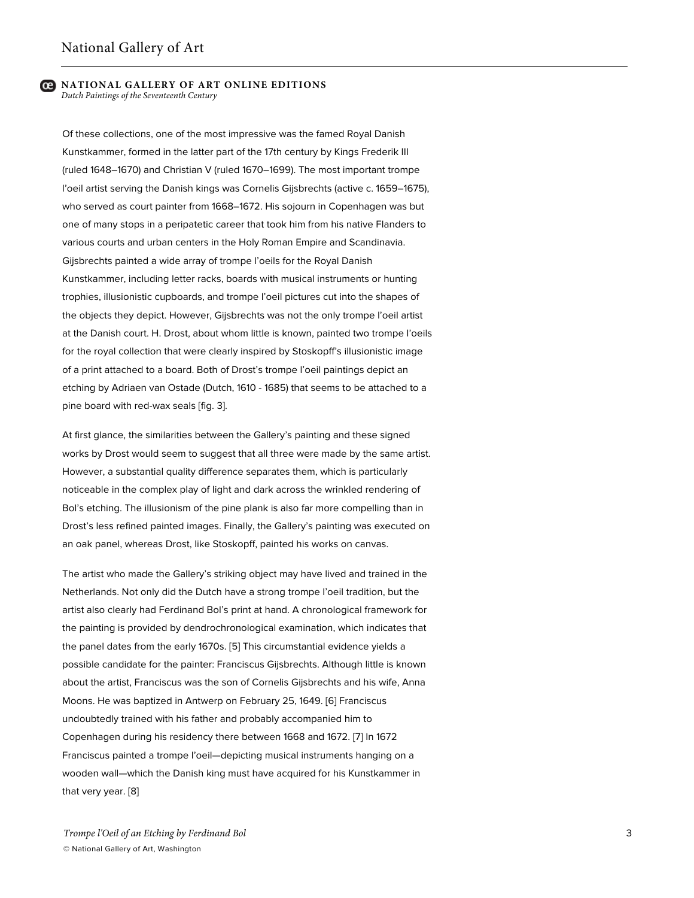Of these collections, one of the most impressive was the famed Royal Danish Kunstkammer, formed in the latter part of the 17th century by Kings Frederik III (ruled 1648–1670) and Christian V (ruled 1670–1699). The most important trompe l'oeil artist serving the Danish kings was Cornelis Gijsbrechts (active c. 1659–1675), who served as court painter from 1668–1672. His sojourn in Copenhagen was but one of many stops in a peripatetic career that took him from his native Flanders to various courts and urban centers in the Holy Roman Empire and Scandinavia. Gijsbrechts painted a wide array of trompe l'oeils for the Royal Danish Kunstkammer, including letter racks, boards with musical instruments or hunting trophies, illusionistic cupboards, and trompe l'oeil pictures cut into the shapes of the objects they depict. However, Gijsbrechts was not the only trompe l'oeil artist at the Danish court. H. Drost, about whom little is known, painted two trompe l'oeils for the royal collection that were clearly inspired by Stoskopff's illusionistic image of a print attached to a board. Both of Drost's trompe l'oeil paintings depict an etching by Adriaen van Ostade (Dutch, 1610 - 1685) that seems to be attached to a pine board with red-wax seals [fig. 3].

At first glance, the similarities between the Gallery's painting and these signed works by Drost would seem to suggest that all three were made by the same artist. However, a substantial quality difference separates them, which is particularly noticeable in the complex play of light and dark across the wrinkled rendering of Bol's etching. The illusionism of the pine plank is also far more compelling than in Drost's less refined painted images. Finally, the Gallery's painting was executed on an oak panel, whereas Drost, like Stoskopff, painted his works on canvas.

The artist who made the Gallery's striking object may have lived and trained in the Netherlands. Not only did the Dutch have a strong trompe l'oeil tradition, but the artist also clearly had Ferdinand Bol's print at hand. A chronological framework for the painting is provided by dendrochronological examination, which indicates that the panel dates from the early 1670s. [5] This circumstantial evidence yields a possible candidate for the painter: Franciscus Gijsbrechts. Although little is known about the artist, Franciscus was the son of Cornelis Gijsbrechts and his wife, Anna Moons. He was baptized in Antwerp on February 25, 1649. [6] Franciscus undoubtedly trained with his father and probably accompanied him to Copenhagen during his residency there between 1668 and 1672. [7] In 1672 Franciscus painted a trompe l'oeil—depicting musical instruments hanging on a wooden wall—which the Danish king must have acquired for his Kunstkammer in that very year. [8]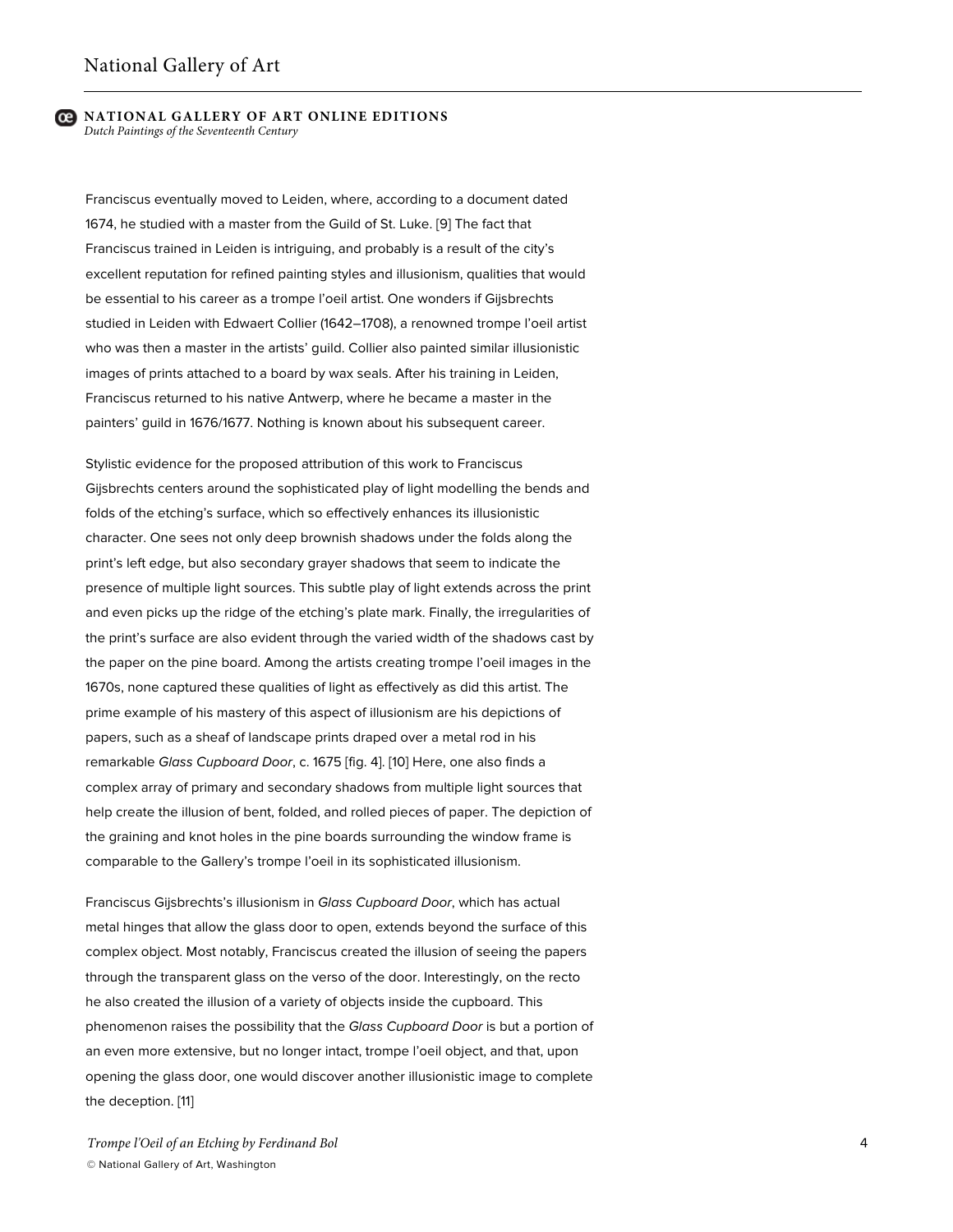Franciscus eventually moved to Leiden, where, according to a document dated 1674, he studied with a master from the Guild of St. Luke. [9] The fact that Franciscus trained in Leiden is intriguing, and probably is a result of the city's excellent reputation for refined painting styles and illusionism, qualities that would be essential to his career as a trompe l'oeil artist. One wonders if Gijsbrechts studied in Leiden with Edwaert Collier (1642–1708), a renowned trompe l'oeil artist who was then a master in the artists' guild. Collier also painted similar illusionistic images of prints attached to a board by wax seals. After his training in Leiden, Franciscus returned to his native Antwerp, where he became a master in the painters' guild in 1676/1677. Nothing is known about his subsequent career.

Stylistic evidence for the proposed attribution of this work to Franciscus Gijsbrechts centers around the sophisticated play of light modelling the bends and folds of the etching's surface, which so effectively enhances its illusionistic character. One sees not only deep brownish shadows under the folds along the print's left edge, but also secondary grayer shadows that seem to indicate the presence of multiple light sources. This subtle play of light extends across the print and even picks up the ridge of the etching's plate mark. Finally, the irregularities of the print's surface are also evident through the varied width of the shadows cast by the paper on the pine board. Among the artists creating trompe l'oeil images in the 1670s, none captured these qualities of light as effectively as did this artist. The prime example of his mastery of this aspect of illusionism are his depictions of papers, such as a sheaf of landscape prints draped over a metal rod in his remarkable *Glass Cupboard Door*, c. 1675 [fig. 4]. [10] Here, one also finds a complex array of primary and secondary shadows from multiple light sources that help create the illusion of bent, folded, and rolled pieces of paper. The depiction of the graining and knot holes in the pine boards surrounding the window frame is comparable to the Gallery's trompe l'oeil in its sophisticated illusionism.

Franciscus Gijsbrechts's illusionism in *Glass Cupboard Door*, which has actual metal hinges that allow the glass door to open, extends beyond the surface of this complex object. Most notably, Franciscus created the illusion of seeing the papers through the transparent glass on the verso of the door. Interestingly, on the recto he also created the illusion of a variety of objects inside the cupboard. This phenomenon raises the possibility that the *Glass Cupboard Door* is but a portion of an even more extensive, but no longer intact, trompe l'oeil object, and that, upon opening the glass door, one would discover another illusionistic image to complete the deception. [11]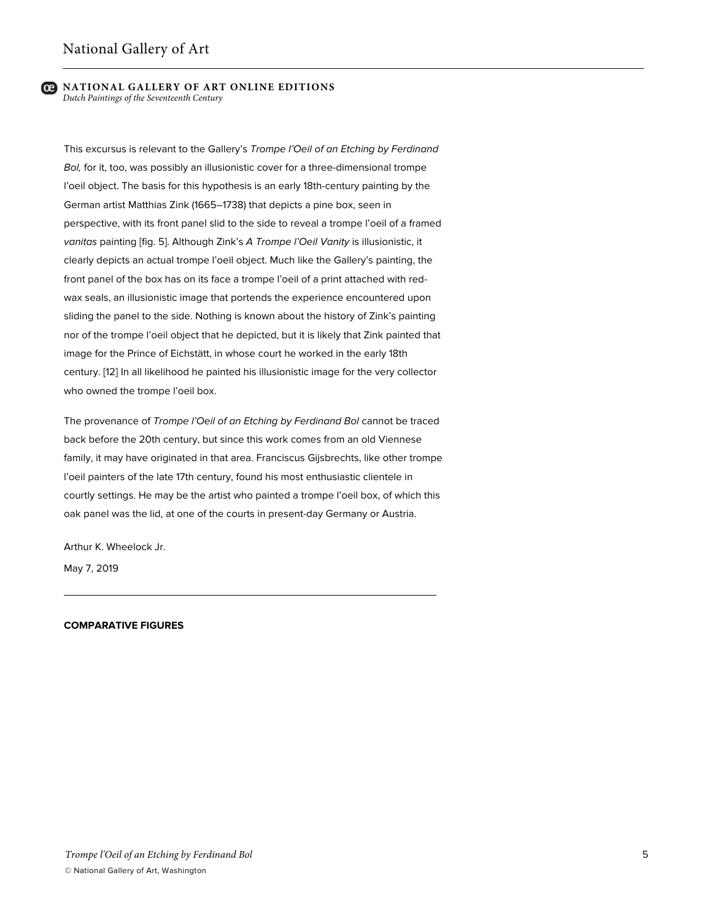This excursus is relevant to the Gallery's *Trompe l'Oeil of an Etching by Ferdinand Bol,* for it, too, was possibly an illusionistic cover for a three-dimensional trompe l'oeil object. The basis for this hypothesis is an early 18th-century painting by the German artist Matthias Zink (1665–1738) that depicts a pine box, seen in perspective, with its front panel slid to the side to reveal a trompe l'oeil of a framed *vanitas* painting [fig. 5]. Although Zink's *A Trompe l'Oeil Vanity* is illusionistic, it clearly depicts an actual trompe l'oeil object. Much like the Gallery's painting, the front panel of the box has on its face a trompe l'oeil of a print attached with red-wax seals, an illusionistic image that portends the experience encountered upon sliding the panel to the side. Nothing is known about the history of Zink's painting nor of the trompe l'oeil object that he depicted, but it is likely that Zink painted that image for the Prince of Eichstätt, in whose court he worked in the early 18th century. [12] In all likelihood he painted his illusionistic image for the very collector who owned the trompe l'oeil box.

The provenance of *Trompe l'Oeil of an Etching by Ferdinand Bol* cannot be traced back before the 20th century, but since this work comes from an old Viennese family, it may have originated in that area. Franciscus Gijsbrechts, like other trompe l'oeil painters of the late 17th century, found his most enthusiastic clientele in courtly settings. He may be the artist who painted a trompe l'oeil box, of which this oak panel was the lid, at one of the courts in present-day Germany or Austria.

Arthur K. Wheelock Jr.

May 7, 2019

---

**COMPARATIVE FIGURES**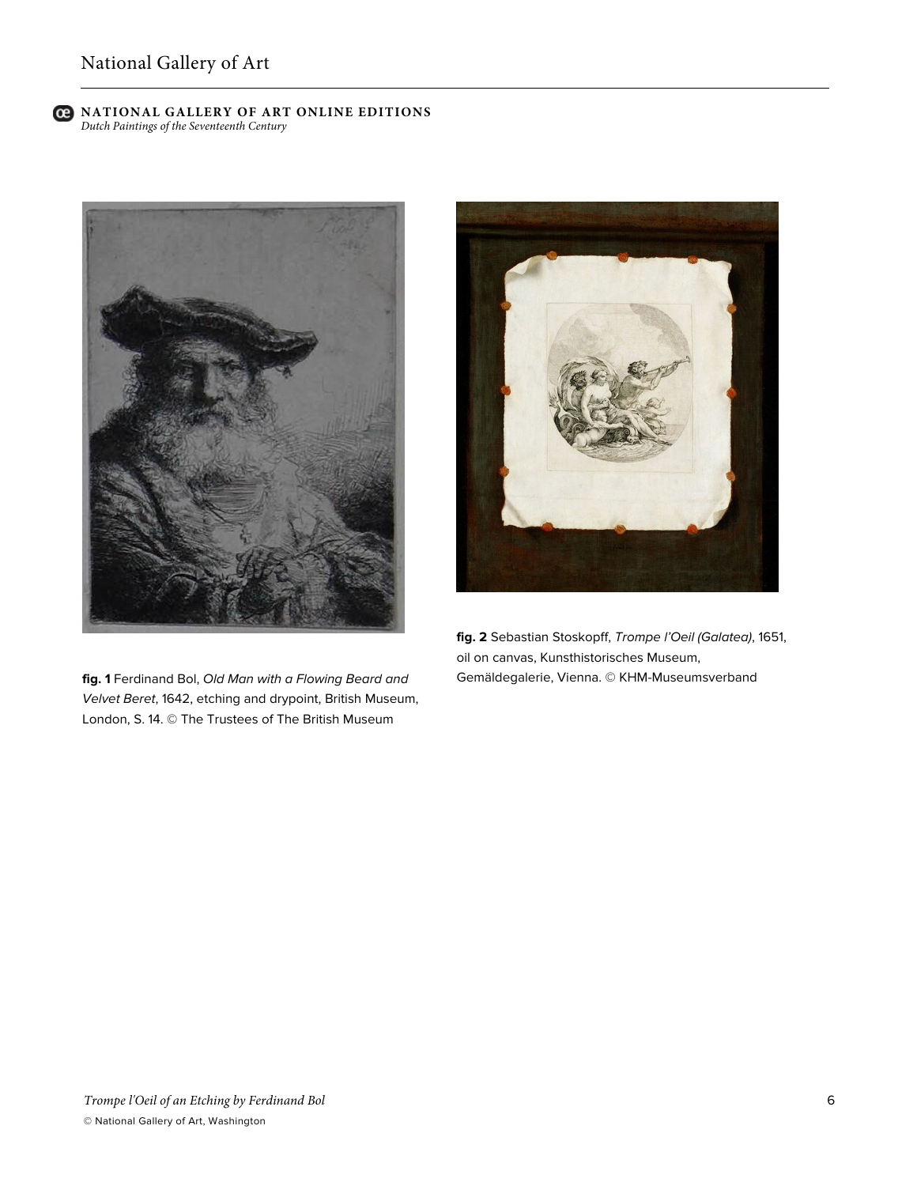**fig. 1** Ferdinand Bol, *Old Man with a Flowing Beard and Velvet Beret*, 1642, etching and drypoint, British Museum, London, S. 14. © The Trustees of The British Museum

**fig. 2** Sebastian Stoskopff, *Trompe l'Oeil (Galatea)*, 1651, oil on canvas, Kunsthistorisches Museum, Gemäldegalerie, Vienna. © KHM-Museumsverband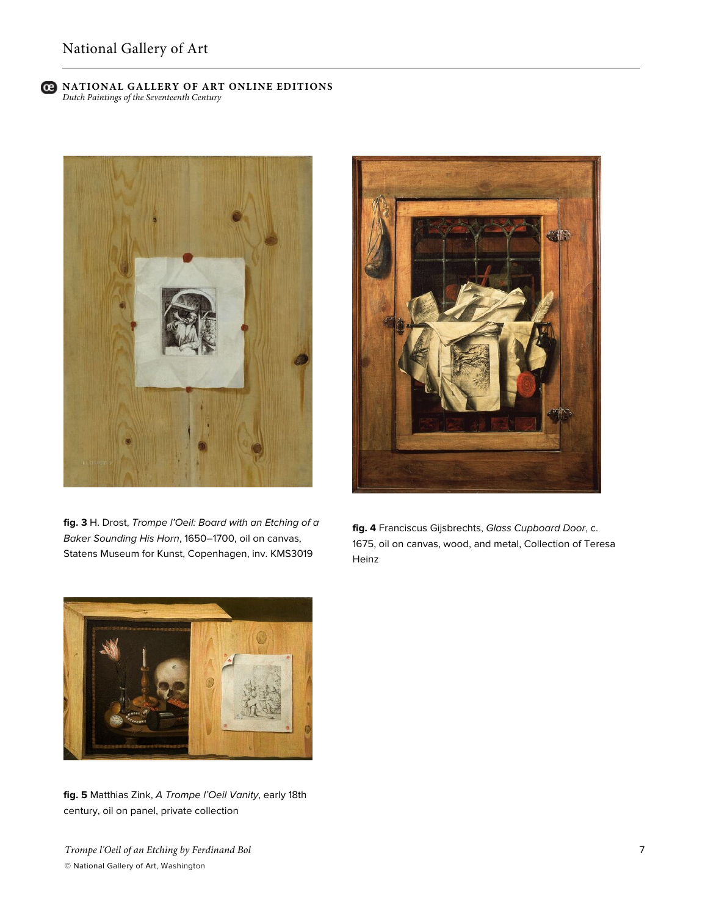**fig. 3** H. Drost, *Trompe l'Oeil: Board with an Etching of a Baker Sounding His Horn*, 1650–1700, oil on canvas, Statens Museum for Kunst, Copenhagen, inv. KMS3019

**fig. 4** Franciscus Gijsbrechts, *Glass Cupboard Door*, c. 1675, oil on canvas, wood, and metal, Collection of Teresa Heinz

**fig. 5** Matthias Zink, *A Trompe l'Oeil Vanity*, early 18th century, oil on panel, private collection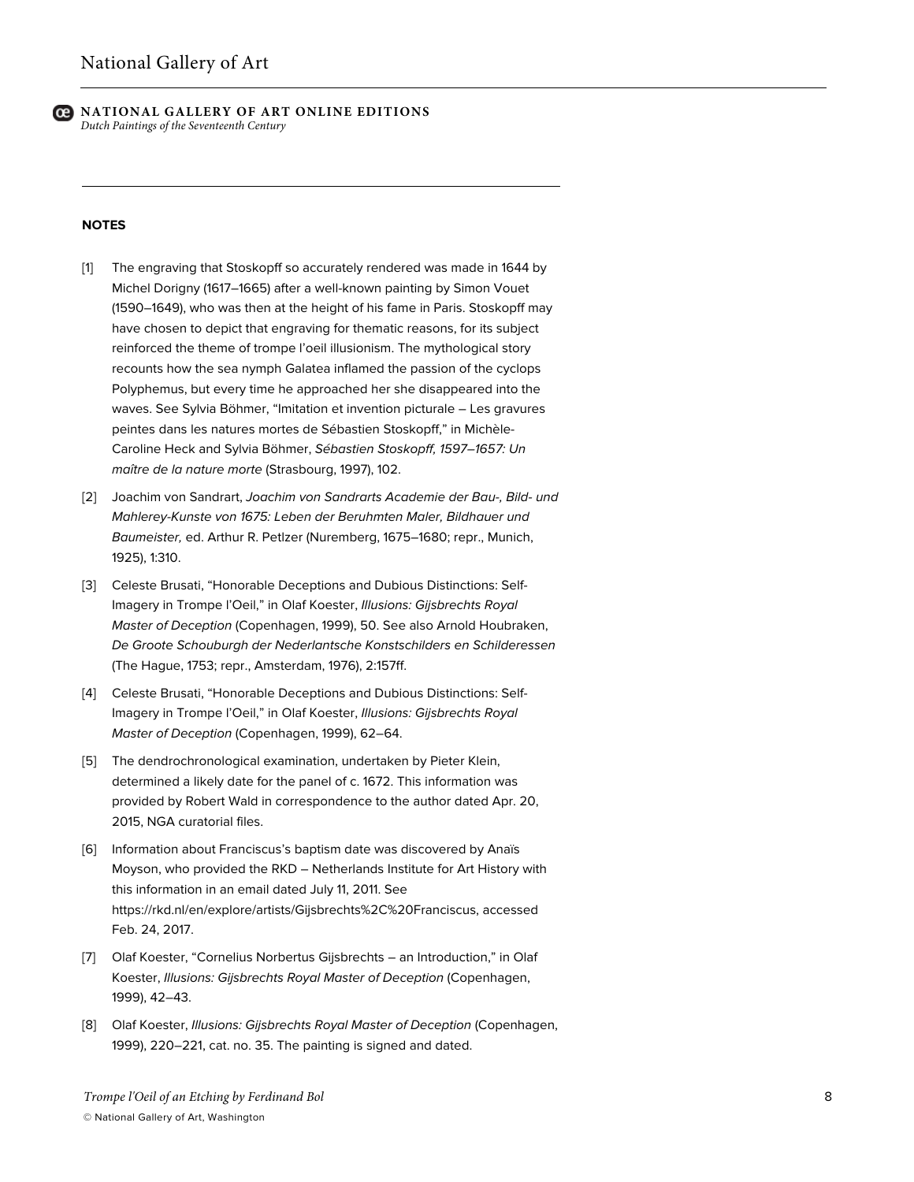### NOTES

[1] The engraving that Stoskopff so accurately rendered was made in 1644 by Michel Dorigny (1617–1665) after a well-known painting by Simon Vouet (1590–1649), who was then at the height of his fame in Paris. Stoskopff may have chosen to depict that engraving for thematic reasons, for its subject reinforced the theme of trompe l'oeil illusionism. The mythological story recounts how the sea nymph Galatea inflamed the passion of the cyclops Polyphemus, but every time he approached her she disappeared into the waves. See Sylvia Böhmer, "Imitation et invention picturale – Les gravures peintes dans les natures mortes de Sébastien Stoskopff," in Michèle-Caroline Heck and Sylvia Böhmer, *Sébastien Stoskopff, 1597–1657: Un maître de la nature morte* (Strasbourg, 1997), 102.

[2] Joachim von Sandrart, *Joachim von Sandrarts Academie der Bau-, Bild- und Mahlerey-Kunste von 1675: Leben der Beruhmten Maler, Bildhauer und Baumeister,* ed. Arthur R. Petlzer (Nuremberg, 1675–1680; repr., Munich, 1925), 1:310.

[3] Celeste Brusati, "Honorable Deceptions and Dubious Distinctions: Self-Imagery in Trompe l'Oeil," in Olaf Koester, *Illusions: Gijsbrechts Royal Master of Deception* (Copenhagen, 1999), 50. See also Arnold Houbraken, *De Groote Schouburgh der Nederlantsche Konstschilders en Schilderessen* (The Hague, 1753; repr., Amsterdam, 1976), 2:157ff.

[4] Celeste Brusati, "Honorable Deceptions and Dubious Distinctions: Self-Imagery in Trompe l'Oeil," in Olaf Koester, *Illusions: Gijsbrechts Royal Master of Deception* (Copenhagen, 1999), 62–64.

[5] The dendrochronological examination, undertaken by Pieter Klein, determined a likely date for the panel of c. 1672. This information was provided by Robert Wald in correspondence to the author dated Apr. 20, 2015, NGA curatorial files.

[6] Information about Franciscus's baptism date was discovered by Anaïs Moyson, who provided the RKD – Netherlands Institute for Art History with this information in an email dated July 11, 2011. See https://rkd.nl/en/explore/artists/Gijsbrechts%2C%20Franciscus, accessed Feb. 24, 2017.

[7] Olaf Koester, "Cornelius Norbertus Gijsbrechts – an Introduction," in Olaf Koester, *Illusions: Gijsbrechts Royal Master of Deception* (Copenhagen, 1999), 42–43.

[8] Olaf Koester, *Illusions: Gijsbrechts Royal Master of Deception* (Copenhagen, 1999), 220–221, cat. no. 35. The painting is signed and dated.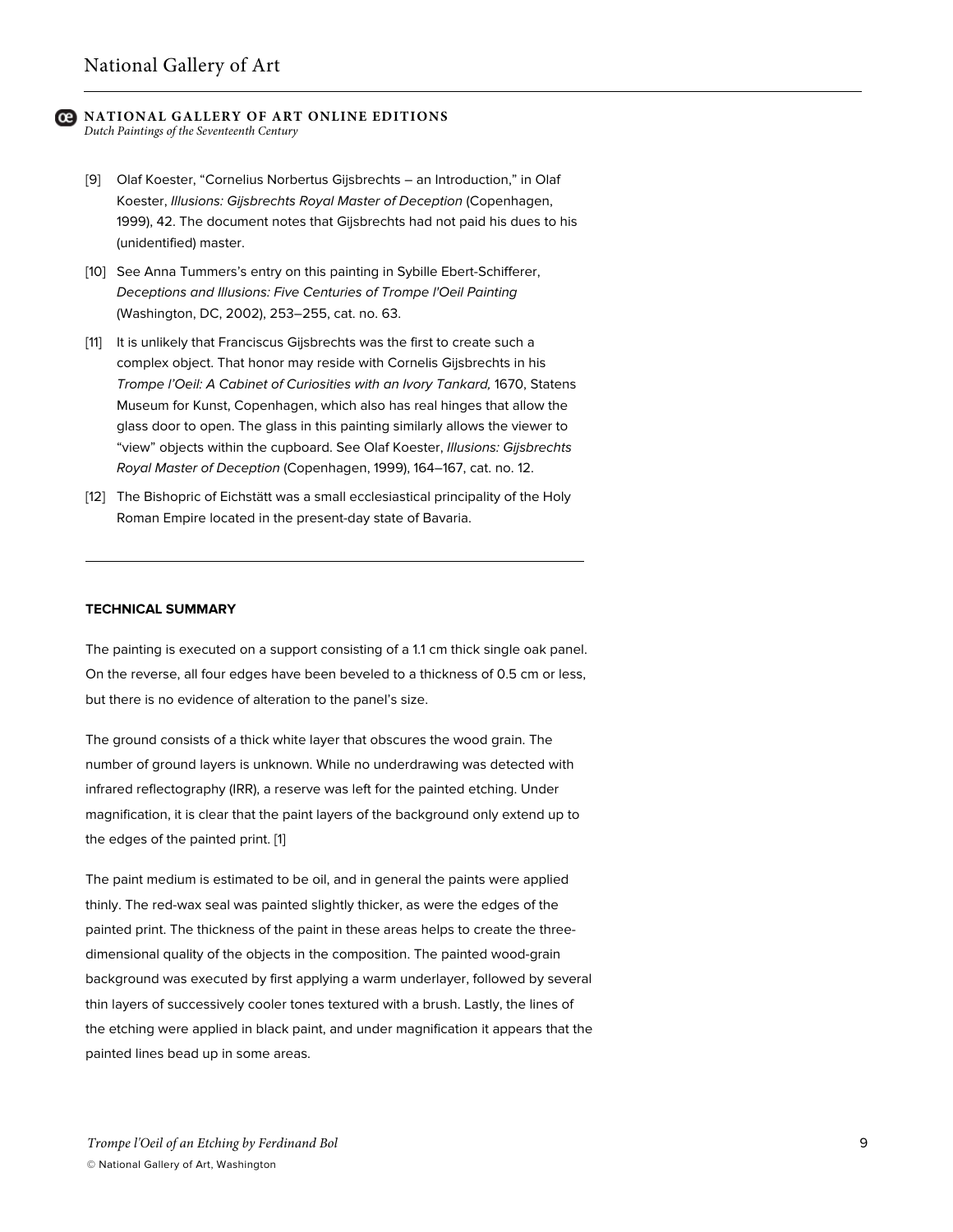[9] Olaf Koester, “Cornelius Norbertus Gijsbrechts – an Introduction,” in Olaf Koester, *Illusions: Gijsbrechts Royal Master of Deception* (Copenhagen, 1999), 42. The document notes that Gijsbrechts had not paid his dues to his (unidentified) master.

[10] See Anna Tummers’s entry on this painting in Sybille Ebert-Schifferer, *Deceptions and Illusions: Five Centuries of Trompe l'Oeil Painting* (Washington, DC, 2002), 253–255, cat. no. 63.

[11] It is unlikely that Franciscus Gijsbrechts was the first to create such a complex object. That honor may reside with Cornelis Gijsbrechts in his *Trompe l’Oeil: A Cabinet of Curiosities with an Ivory Tankard,* 1670, Statens Museum for Kunst, Copenhagen, which also has real hinges that allow the glass door to open. The glass in this painting similarly allows the viewer to “view” objects within the cupboard. See Olaf Koester, *Illusions: Gijsbrechts Royal Master of Deception* (Copenhagen, 1999), 164–167, cat. no. 12.

[12] The Bishopric of Eichstätt was a small ecclesiastical principality of the Holy Roman Empire located in the present-day state of Bavaria.

---

**TECHNICAL SUMMARY**

The painting is executed on a support consisting of a 1.1 cm thick single oak panel. On the reverse, all four edges have been beveled to a thickness of 0.5 cm or less, but there is no evidence of alteration to the panel’s size.

The ground consists of a thick white layer that obscures the wood grain. The number of ground layers is unknown. While no underdrawing was detected with infrared reflectography (IRR), a reserve was left for the painted etching. Under magnification, it is clear that the paint layers of the background only extend up to the edges of the painted print. [1]

The paint medium is estimated to be oil, and in general the paints were applied thinly. The red-wax seal was painted slightly thicker, as were the edges of the painted print. The thickness of the paint in these areas helps to create the three-dimensional quality of the objects in the composition. The painted wood-grain background was executed by first applying a warm underlayer, followed by several thin layers of successively cooler tones textured with a brush. Lastly, the lines of the etching were applied in black paint, and under magnification it appears that the painted lines bead up in some areas.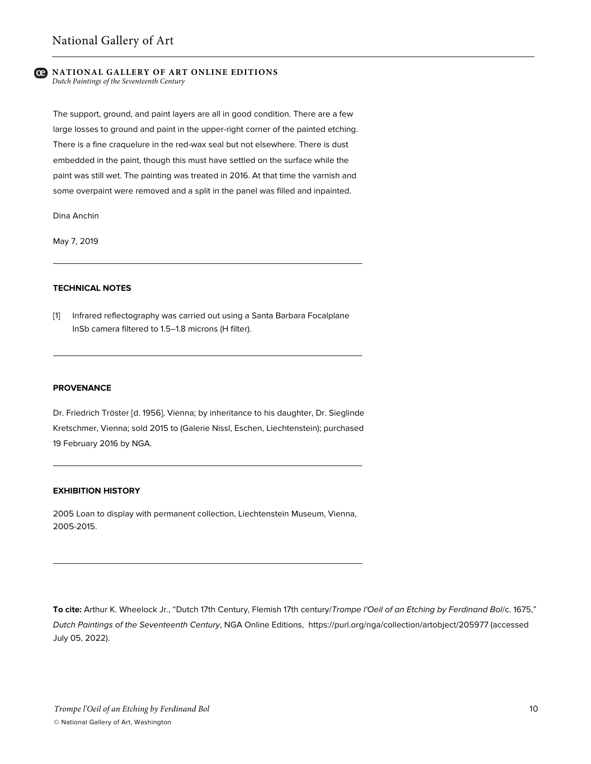The support, ground, and paint layers are all in good condition. There are a few large losses to ground and paint in the upper-right corner of the painted etching. There is a fine craquelure in the red-wax seal but not elsewhere. There is dust embedded in the paint, though this must have settled on the surface while the paint was still wet. The painting was treated in 2016. At that time the varnish and some overpaint were removed and a split in the panel was filled and inpainted.

Dina Anchin

May 7, 2019

---

## TECHNICAL NOTES

[1] Infrared reflectography was carried out using a Santa Barbara Focalplane InSb camera filtered to 1.5–1.8 microns (H filter).

---

## PROVENANCE

Dr. Friedrich Tröster [d. 1956], Vienna; by inheritance to his daughter, Dr. Sieglinde Kretschmer, Vienna; sold 2015 to (Galerie Nissl, Eschen, Liechtenstein); purchased 19 February 2016 by NGA.

---

## EXHIBITION HISTORY

2005 Loan to display with permanent collection, Liechtenstein Museum, Vienna, 2005-2015.

---

**To cite:** Arthur K. Wheelock Jr., "Dutch 17th Century, Flemish 17th century/*Trompe l'Oeil of an Etching by Ferdinand Bol*/c. 1675," *Dutch Paintings of the Seventeenth Century*, NGA Online Editions, https://purl.org/nga/collection/artobject/205977 (accessed July 05, 2022).